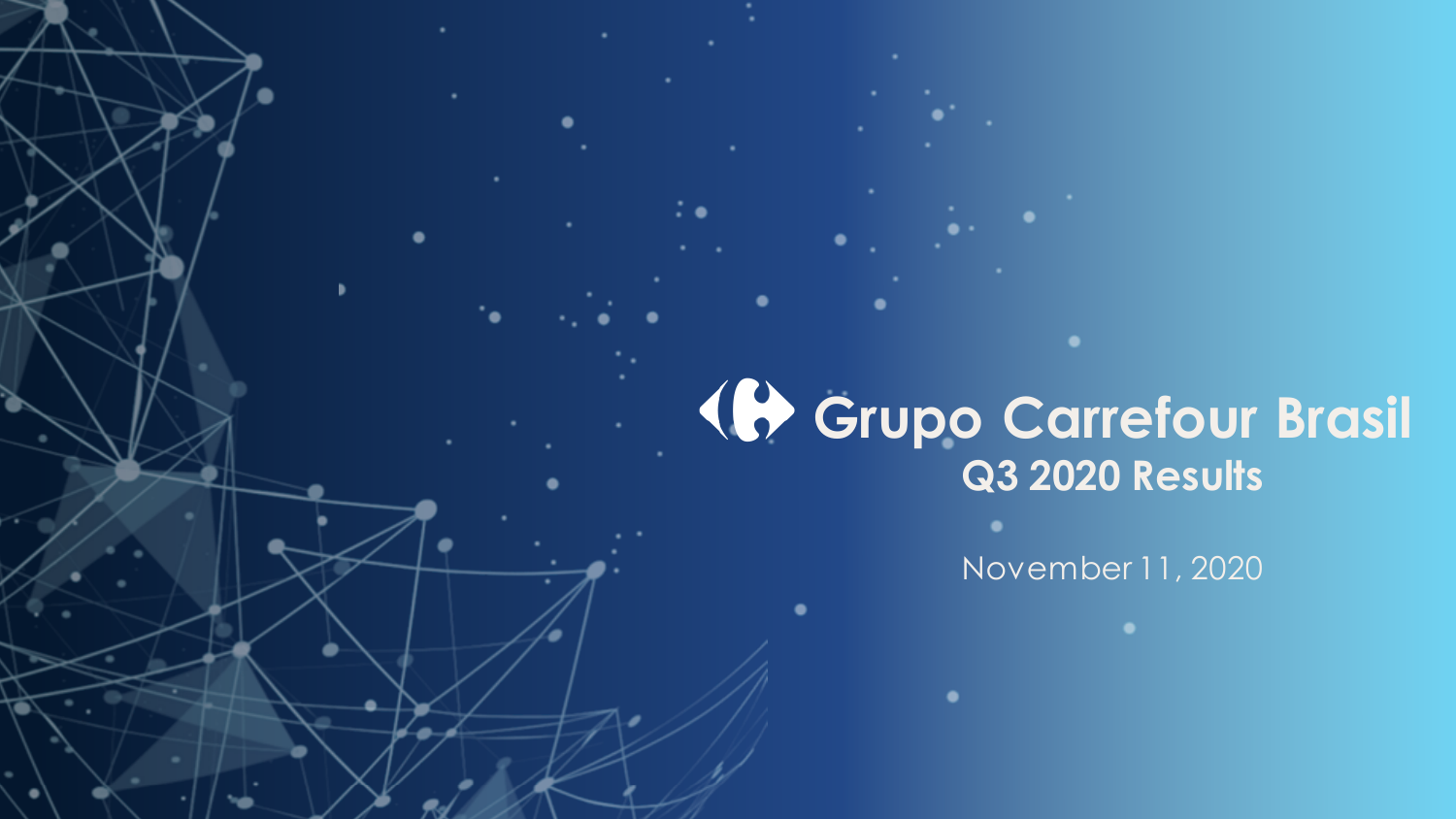# Grupo Carrefour Brasil

## Q3 2020 Results

November 11, 2020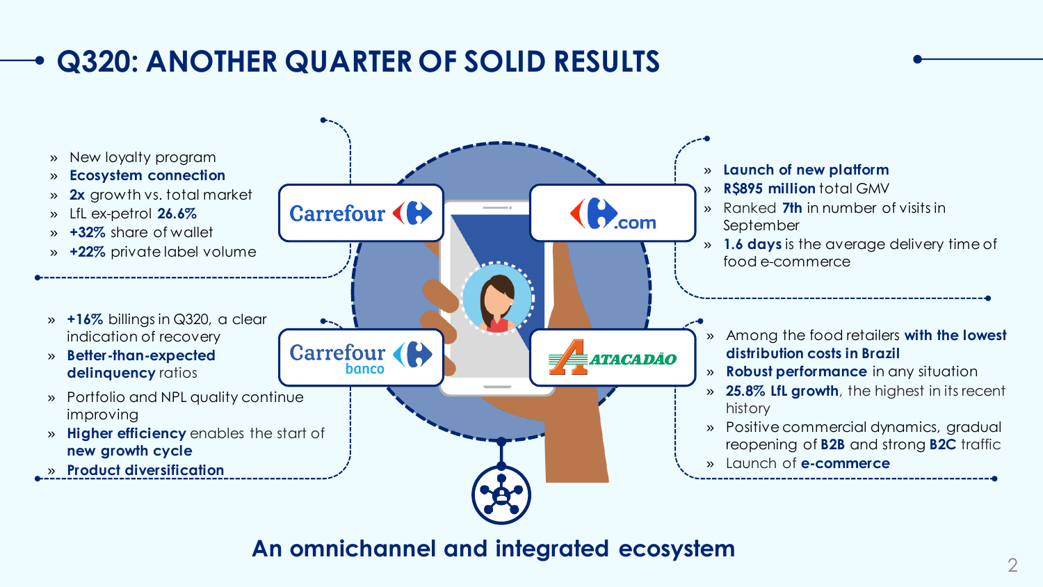# Q320: ANOTHER QUARTER OF SOLID RESULTS

## Carrefour

- New loyalty program
- **Ecosystem connection**
- **2x** growth vs. total market
- LfL ex-petrol **26.6%**
- **+32%** share of wallet
- **+22%** private label volume

## Carrefour.com

- **Launch of new platform**
- **R$895 million** total GMV
- Ranked **7th** in number of visits in September
- **1.6 days** is the average delivery time of food e-commerce

## Carrefour banco

- **+16%** billings in Q320, a clear indication of recovery
- **Better-than-expected delinquency** ratios
- Portfolio and NPL quality continue improving
- **Higher efficiency** enables the start of **new growth cycle**
- **Product diversification**

## Atacadão

- Among the food retailers **with the lowest distribution costs in Brazil**
- **Robust performance** in any situation
- **25.8% LfL growth**, the highest in its recent history
- Positive commercial dynamics, gradual reopening of **B2B** and strong **B2C** traffic
- Launch of **e-commerce**

**An omnichannel and integrated ecosystem**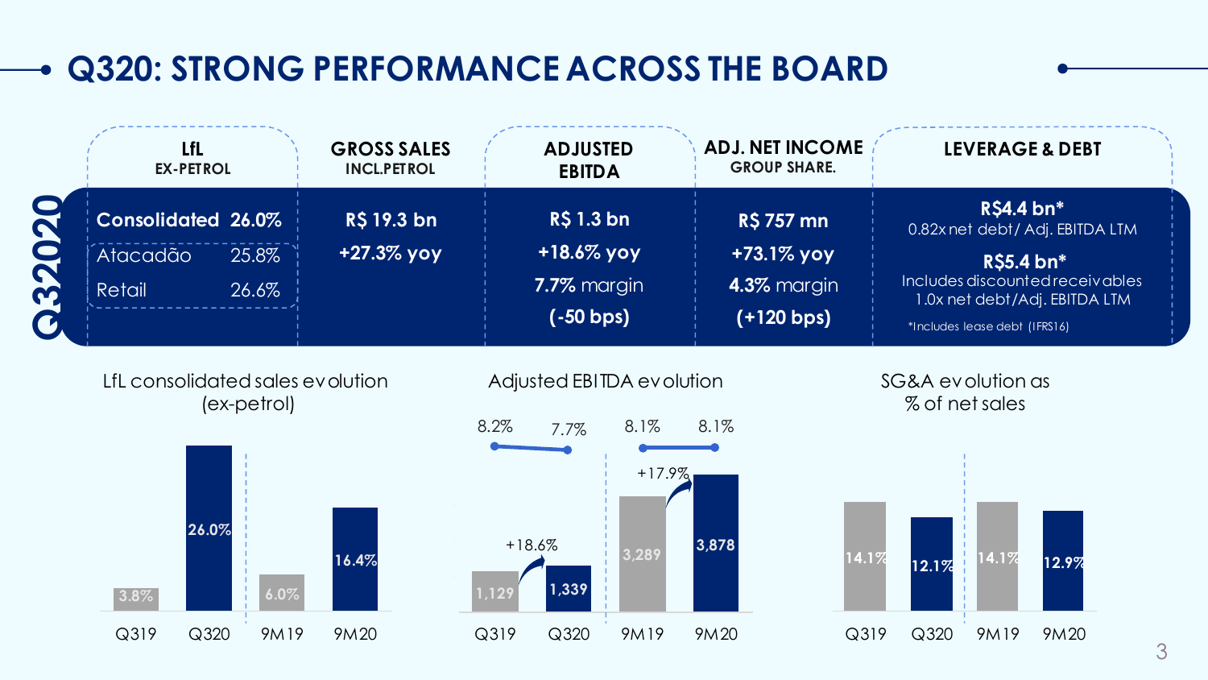# Q320: STRONG PERFORMANCE ACROSS THE BOARD

## Q32020

| LfL EX-PETROL | GROSS SALES INCL.PETROL | ADJUSTED EBITDA | ADJ. NET INCOME GROUP SHARE. | LEVERAGE & DEBT |
|---|---|---|---|---|
| **Consolidated 26.0%**<br>Atacadão 25.8%<br>Retail 26.6% | **R$ 19.3 bn**<br>**+27.3% yoy** | **R$ 1.3 bn**<br>**+18.6% yoy**<br>**7.7%** margin<br>**(-50 bps)** | **R$ 757 mn**<br>**+73.1% yoy**<br>**4.3%** margin<br>**(+120 bps)** | **R$4.4 bn***<br>0.82x net debt/ Adj. EBITDA LTM<br>**R$5.4 bn***<br>Includes discounted receivables<br>1.0x net debt/Adj. EBITDA LTM<br>*Includes lease debt (IFRS16) |

### LfL consolidated sales evolution (ex-petrol)

| Q319 | Q320 | 9M19 | 9M20 |
|---|---|---|---|
| 3.8% | 26.0% | 6.0% | 16.4% |

### Adjusted EBITDA evolution

| | Q319 | Q320 | 9M19 | 9M20 |
|---|---|---|---|---|
| Adjusted EBITDA | 1,129 | 1,339 | 3,289 | 3,878 |
| Margin | 8.2% | 7.7% | 8.1% | 8.1% |
| Growth | | +18.6% | | +17.9% |

### SG&A evolution as % of net sales

| Q319 | Q320 | 9M19 | 9M20 |
|---|---|---|---|
| 14.1% | 12.1% | 14.1% | 12.9% |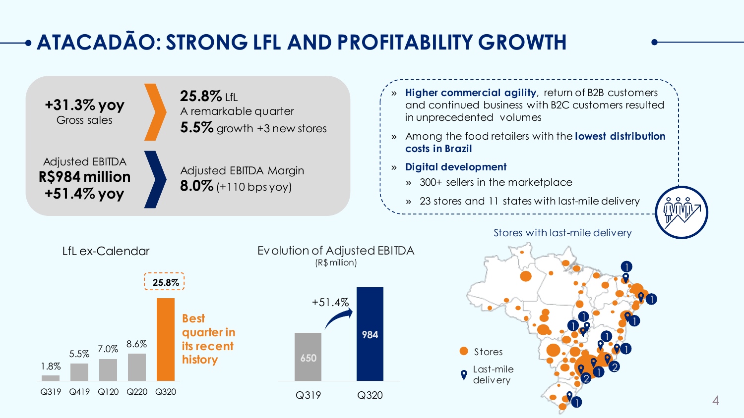# ATACADÃO: STRONG LFL AND PROFITABILITY GROWTH

**+31.3% yoy**
Gross sales

**25.8%** LfL
A remarkable quarter
**5.5%** growth +3 new stores

Adjusted EBITDA
**R$984 million**
**+51.4% yoy**

Adjusted EBITDA Margin
**8.0%** (+110 bps yoy)

- **Higher commercial agility**, return of B2B customers and continued business with B2C customers resulted in unprecedented volumes
- Among the food retailers with the **lowest distribution costs in Brazil**
- **Digital development**
  - 300+ sellers in the marketplace
  - 23 stores and 11 states with last-mile delivery

### LfL ex-Calendar

| Q319 | Q419 | Q120 | Q220 | Q320 |
|---|---|---|---|---|
| 1.8% | 5.5% | 7.0% | 8.6% | 25.8% |

**Best quarter in its recent history**

### Evolution of Adjusted EBITDA
(R$ million)

| Q319 | Q320 |
|---|---|
| 650 | 984 |

+51.4%

### Stores with last-mile delivery

Stores

Last-mile delivery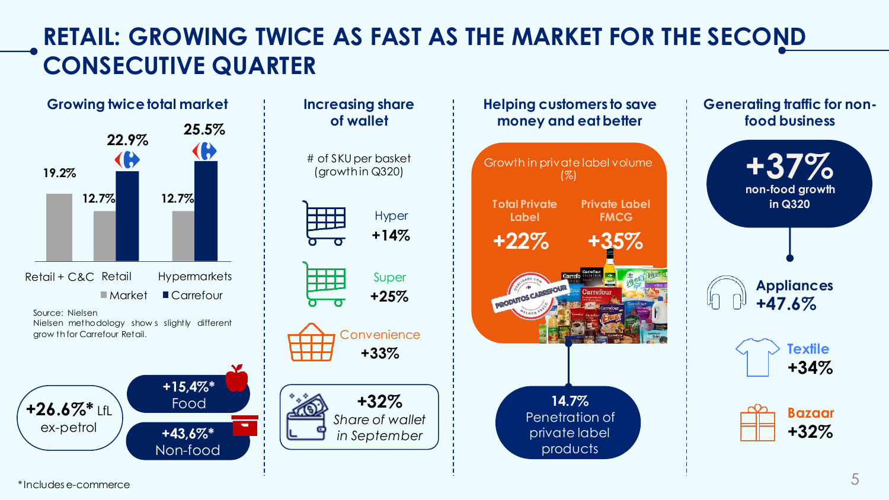# RETAIL: GROWING TWICE AS FAST AS THE MARKET FOR THE SECOND CONSECUTIVE QUARTER

## Growing twice total market

| | Market | Carrefour |
|---|---|---|
| Retail + C&C | 19.2% | |
| Retail | 12.7% | 22.9% |
| Hypermarkets | 12.7% | 25.5% |

Source: Nielsen
Nielsen methodology shows slightly different growth for Carrefour Retail.

**+26.6%* LfL** ex-petrol

- **+15,4%*** Food
- **+43,6%*** Non-food

## Increasing share of wallet

# of SKU per basket (growth in Q320)

- Hyper **+14%**
- Super **+25%**
- Convenience **+33%**

**+32%** *Share of wallet in September*

## Helping customers to save money and eat better

Growth in private label volume (%)

| Total Private Label | Private Label FMCG |
|---|---|
| **+22%** | **+35%** |

**14.7%** Penetration of private label products

## Generating traffic for non-food business

**+37%** non-food growth in Q320

- Appliances **+47.6%**
- Textile **+34%**
- Bazaar **+32%**

*Includes e-commerce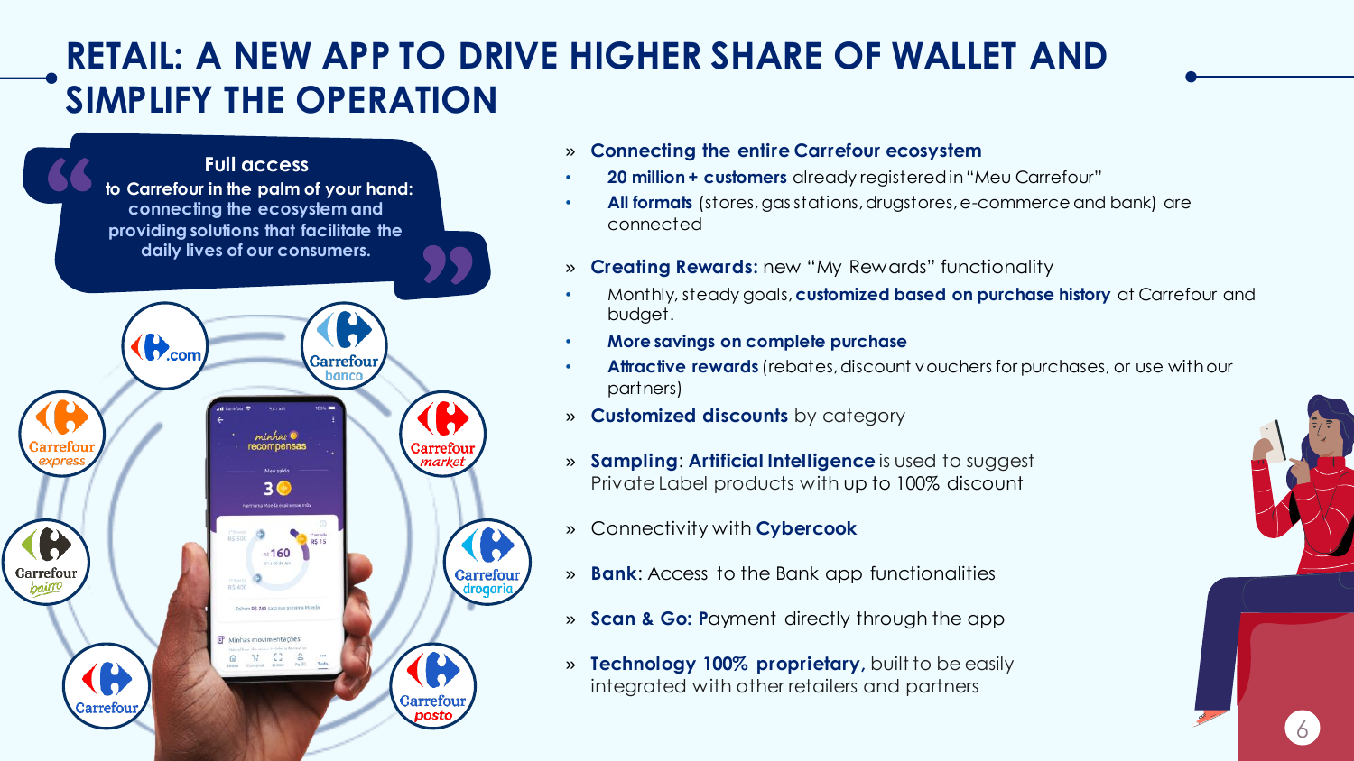# RETAIL: A NEW APP TO DRIVE HIGHER SHARE OF WALLET AND SIMPLIFY THE OPERATION

> **Full access**
> **to Carrefour in the palm of your hand:** connecting the ecosystem and providing solutions that facilitate the daily lives of our consumers.

- **Connecting the entire Carrefour ecosystem**
  - **20 million + customers** already registered in "Meu Carrefour"
  - **All formats** (stores, gas stations, drugstores, e-commerce and bank) are connected
- **Creating Rewards:** new "My Rewards" functionality
  - Monthly, steady goals, **customized based on purchase history** at Carrefour and budget.
  - **More savings on complete purchase**
  - **Attractive rewards** (rebates, discount vouchers for purchases, or use with our partners)
- **Customized discounts** by category
- **Sampling**: **Artificial Intelligence** is used to suggest Private Label products with up to 100% discount
- Connectivity with **Cybercook**
- **Bank**: Access to the Bank app functionalities
- **Scan & Go: P**ayment directly through the app
- **Technology 100% proprietary,** built to be easily integrated with other retailers and partners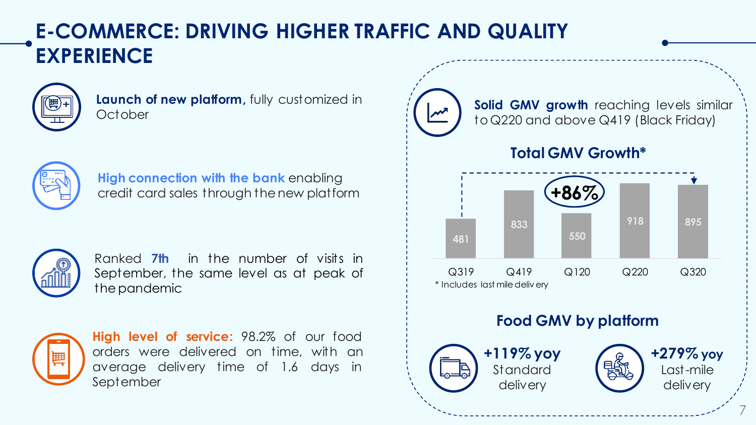# E-COMMERCE: DRIVING HIGHER TRAFFIC AND QUALITY EXPERIENCE

**Launch of new platform,** fully customized in October

**High connection with the bank** enabling credit card sales through the new platform

Ranked **7th** in the number of visits in September, the same level as at peak of the pandemic

**High level of service:** 98.2% of our food orders were delivered on time, with an average delivery time of 1.6 days in September

**Solid GMV growth** reaching levels similar to Q220 and above Q419 (Black Friday)

## Total GMV Growth*

| Q319 | Q419 | Q120 | Q220 | Q320 |
|---|---|---|---|---|
| 481 | 833 | 550 | 918 | 895 |

+86% (Q319 to Q320)

\* Includes last mile delivery

## Food GMV by platform

**+119% yoy** Standard delivery

**+279% yoy** Last-mile delivery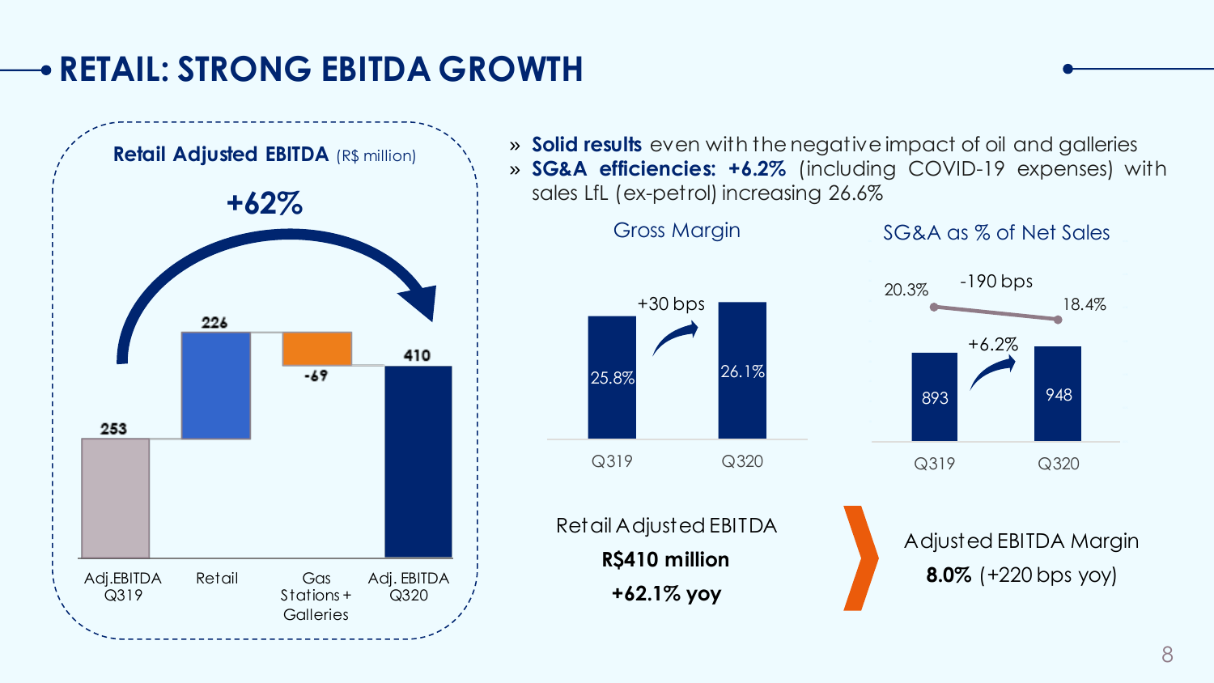# RETAIL: STRONG EBITDA GROWTH

**Retail Adjusted EBITDA** (R$ million)

**+62%**

| Adj.EBITDA Q319 | Retail | Gas Stations + Galleries | Adj. EBITDA Q320 |
|---|---|---|---|
| 253 | 226 | -69 | 410 |

» **Solid results** even with the negative impact of oil and galleries

» **SG&A efficiencies: +6.2%** (including COVID-19 expenses) with sales LfL (ex-petrol) increasing 26.6%

**Gross Margin**

| | Q319 | Q320 |
|---|---|---|
| Gross Margin | 25.8% | 26.1% |

+30 bps

**SG&A as % of Net Sales**

| | Q319 | Q320 |
|---|---|---|
| SG&A | 893 | 948 |
| SG&A as % of Net Sales | 20.3% | 18.4% |

+6.2% ; -190 bps

Retail Adjusted EBITDA
**R$410 million**
**+62.1% yoy**

Adjusted EBITDA Margin
**8.0%** (+220 bps yoy)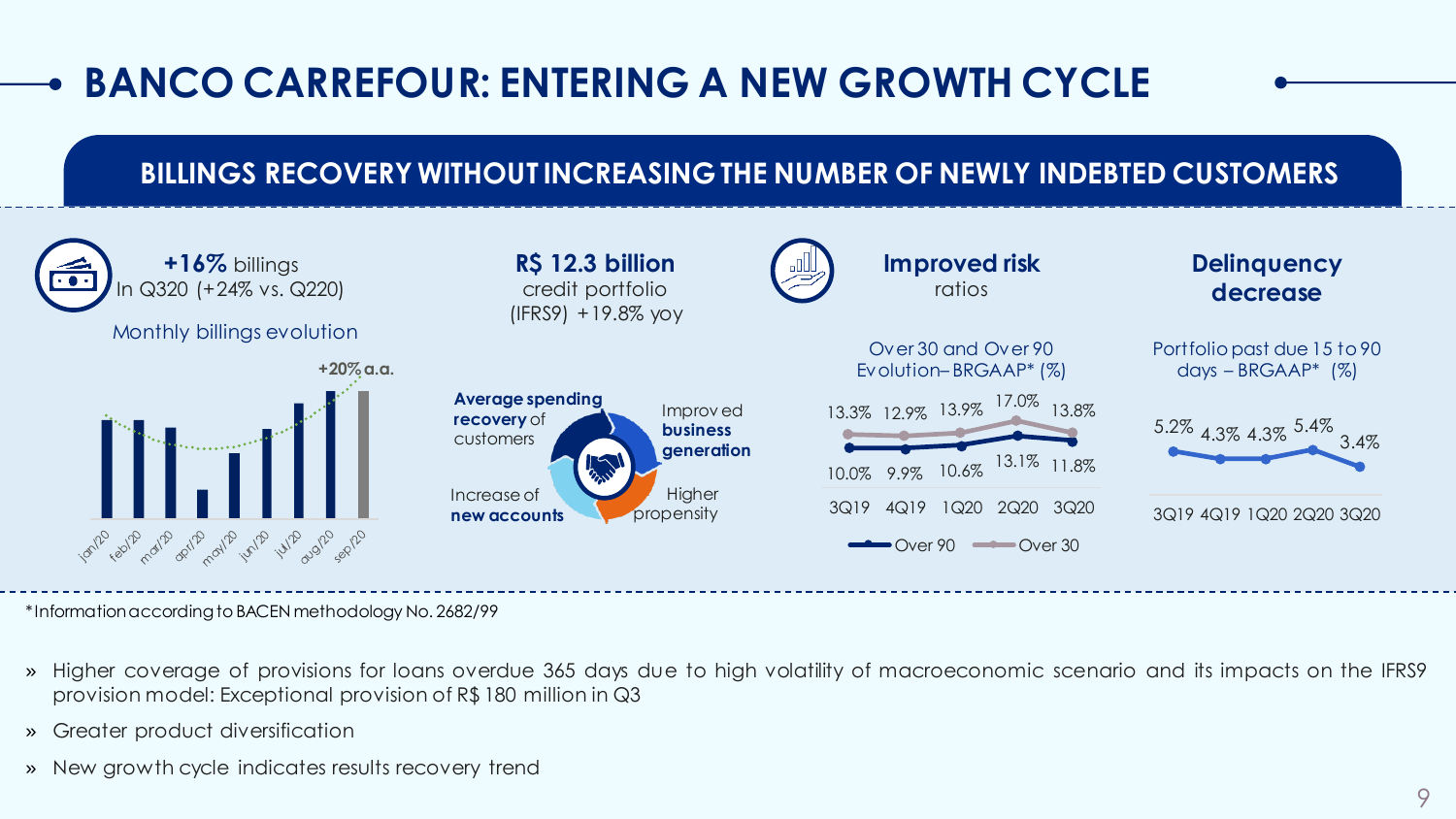# BANCO CARREFOUR: ENTERING A NEW GROWTH CYCLE

## BILLINGS RECOVERY WITHOUT INCREASING THE NUMBER OF NEWLY INDEBTED CUSTOMERS

**+16%** billings
In Q320 (+24% vs. Q220)

Monthly billings evolution

+20% a.a.

jan/20, feb/20, mar/20, apr/20, may/20, jun/20, jul/20, aug/20, sep/20

**R$ 12.3 billion**
credit portfolio
(IFRS9) +19.8% yoy

**Average spending recovery** of customers

Improved **business generation**

Increase of **new accounts**

Higher propensity

**Improved risk** ratios

Over 30 and Over 90 Evolution– BRGAAP* (%)

| | 3Q19 | 4Q19 | 1Q20 | 2Q20 | 3Q20 |
|---|---|---|---|---|---|
| Over 30 | 13.3% | 12.9% | 13.9% | 17.0% | 13.8% |
| Over 90 | 10.0% | 9.9% | 10.6% | 13.1% | 11.8% |

**Delinquency decrease**

Portfolio past due 15 to 90 days – BRGAAP* (%)

| 3Q19 | 4Q19 | 1Q20 | 2Q20 | 3Q20 |
|---|---|---|---|---|
| 5.2% | 4.3% | 4.3% | 5.4% | 3.4% |

*Information according to BACEN methodology No. 2682/99

- Higher coverage of provisions for loans overdue 365 days due to high volatility of macroeconomic scenario and its impacts on the IFRS9 provision model: Exceptional provision of R$ 180 million in Q3
- Greater product diversification
- New growth cycle indicates results recovery trend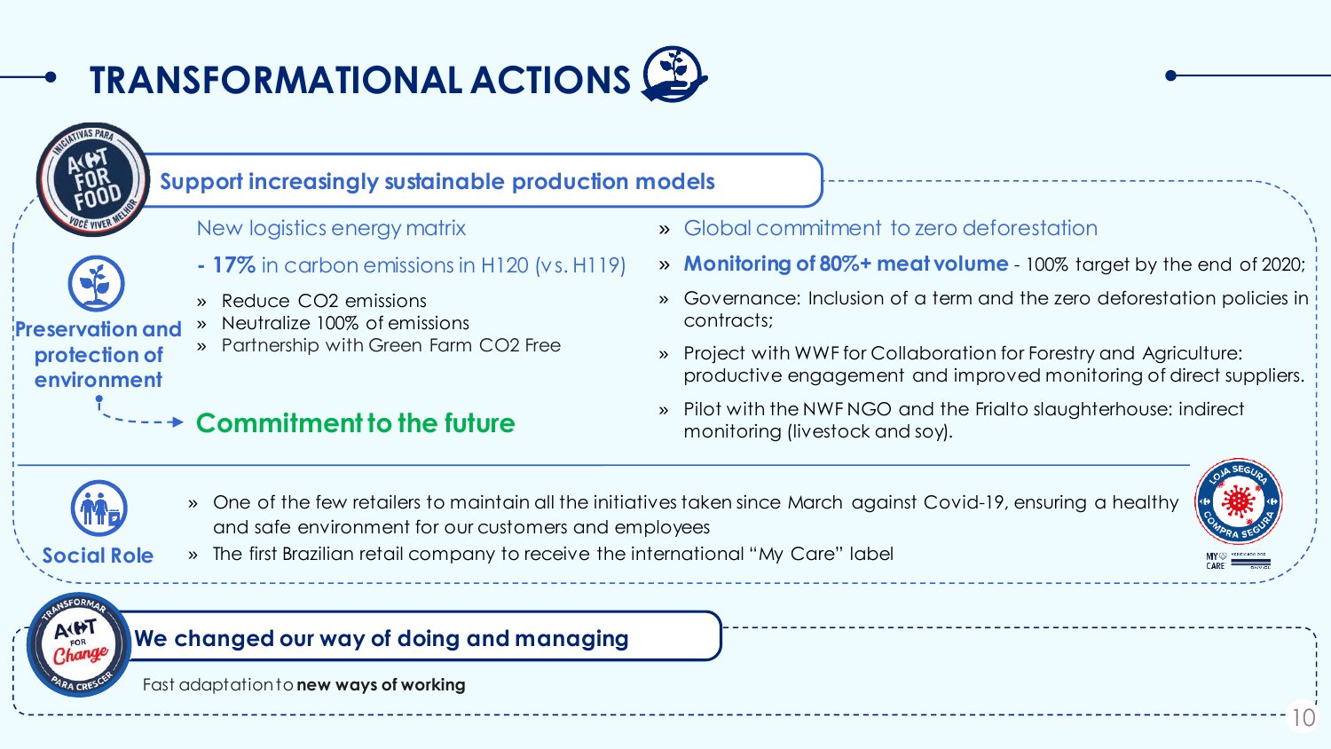# TRANSFORMATIONAL ACTIONS

## Support increasingly sustainable production models

**Preservation and protection of environment**

New logistics energy matrix

**- 17%** in carbon emissions in H120 (vs. H119)

- Reduce $CO_2$ emissions
- Neutralize 100% of emissions
- Partnership with Green Farm CO2 Free

**Commitment to the future**

- Global commitment to zero deforestation
- **Monitoring of 80%+ meat volume** - 100% target by the end of 2020;
- Governance: Inclusion of a term and the zero deforestation policies in contracts;
- Project with WWF for Collaboration for Forestry and Agriculture: productive engagement and improved monitoring of direct suppliers.
- Pilot with the NWF NGO and the Frialto slaughterhouse: indirect monitoring (livestock and soy).

**Social Role**

- One of the few retailers to maintain all the initiatives taken since March against Covid-19, ensuring a healthy and safe environment for our customers and employees
- The first Brazilian retail company to receive the international "My Care" label

## We changed our way of doing and managing

Fast adaptation to **new ways of working**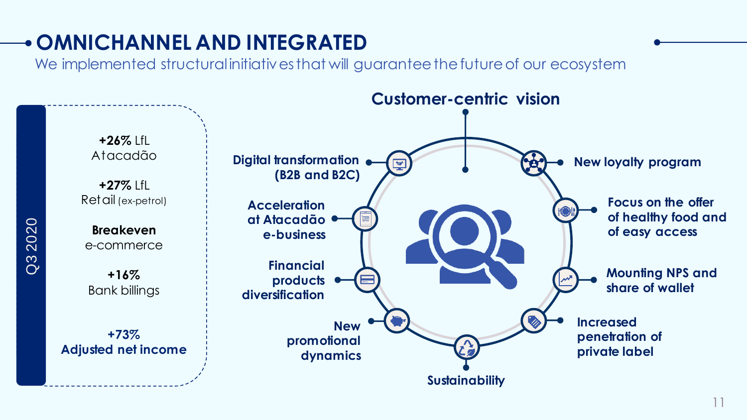# OMNICHANNEL AND INTEGRATED

We implemented structural initiatives that will guarantee the future of our ecosystem

## Q3 2020

**+26%** LfL
Atacadão

**+27%** LfL
Retail (ex-petrol)

**Breakeven**
e-commerce

**+16%**
Bank billings

**+73%**
**Adjusted net income**

## Customer-centric vision

- **Digital transformation (B2B and B2C)**
- **Acceleration at Atacadão e-business**
- **Financial products diversification**
- **New promotional dynamics**
- **Sustainability**
- **Increased penetration of private label**
- **Mounting NPS and share of wallet**
- **Focus on the offer of healthy food and of easy access**
- **New loyalty program**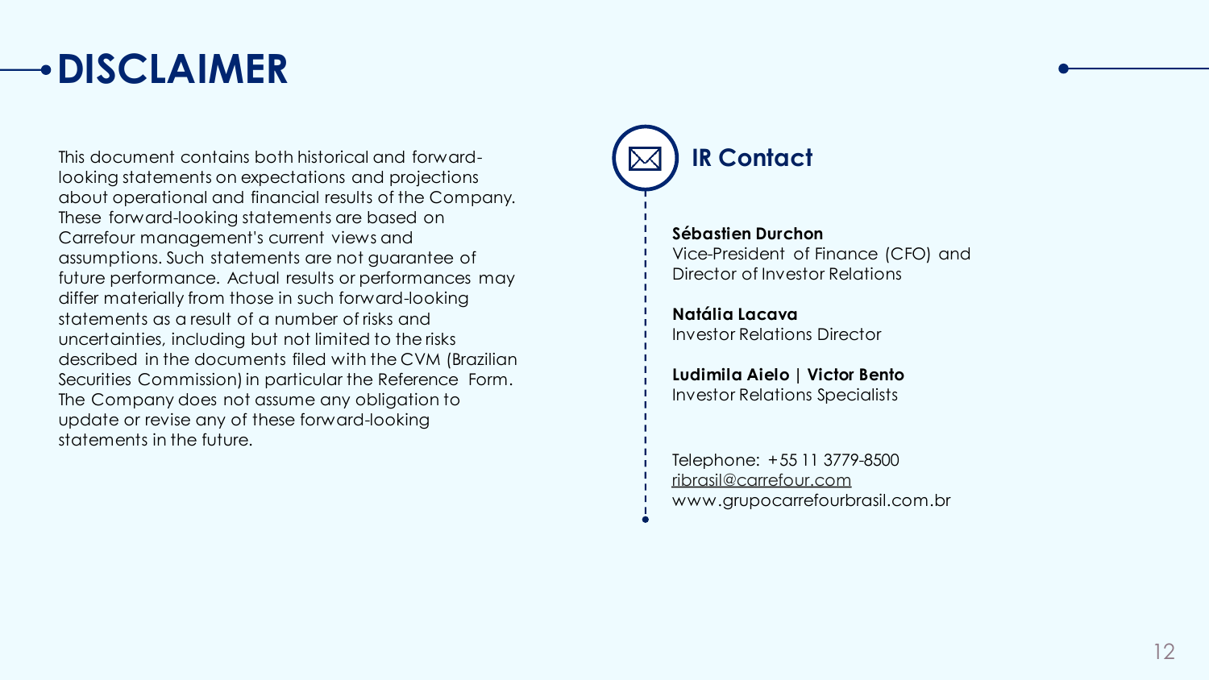# DISCLAIMER

This document contains both historical and forward-looking statements on expectations and projections about operational and financial results of the Company. These forward-looking statements are based on Carrefour management's current views and assumptions. Such statements are not guarantee of future performance. Actual results or performances may differ materially from those in such forward-looking statements as a result of a number of risks and uncertainties, including but not limited to the risks described in the documents filed with the CVM (Brazilian Securities Commission) in particular the Reference Form. The Company does not assume any obligation to update or revise any of these forward-looking statements in the future.

## IR Contact

**Sébastien Durchon**
Vice-President of Finance (CFO) and Director of Investor Relations

**Natália Lacava**
Investor Relations Director

**Ludimila Aielo | Victor Bento**
Investor Relations Specialists

Telephone: +55 11 3779-8500
ribrasil@carrefour.com
www.grupocarrefourbrasil.com.br